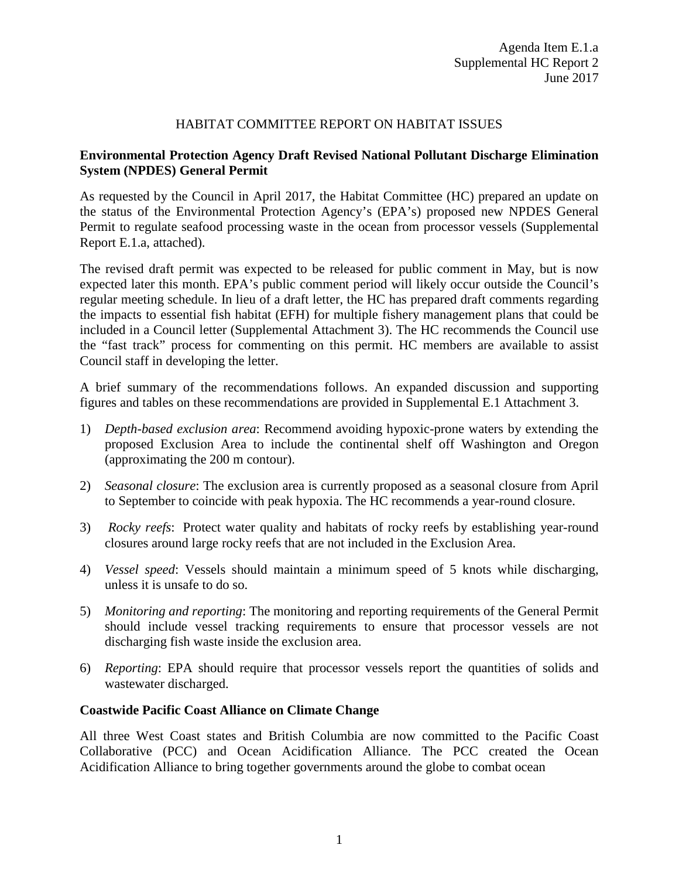Agenda Item E.1.a
Supplemental HC Report 2
June 2017

# HABITAT COMMITTEE REPORT ON HABITAT ISSUES

**Environmental Protection Agency Draft Revised National Pollutant Discharge Elimination System (NPDES) General Permit**

As requested by the Council in April 2017, the Habitat Committee (HC) prepared an update on the status of the Environmental Protection Agency's (EPA's) proposed new NPDES General Permit to regulate seafood processing waste in the ocean from processor vessels (Supplemental Report E.1.a, attached).

The revised draft permit was expected to be released for public comment in May, but is now expected later this month. EPA's public comment period will likely occur outside the Council's regular meeting schedule. In lieu of a draft letter, the HC has prepared draft comments regarding the impacts to essential fish habitat (EFH) for multiple fishery management plans that could be included in a Council letter (Supplemental Attachment 3). The HC recommends the Council use the "fast track" process for commenting on this permit. HC members are available to assist Council staff in developing the letter.

A brief summary of the recommendations follows. An expanded discussion and supporting figures and tables on these recommendations are provided in Supplemental E.1 Attachment 3.

1) *Depth-based exclusion area*: Recommend avoiding hypoxic-prone waters by extending the proposed Exclusion Area to include the continental shelf off Washington and Oregon (approximating the 200 m contour).
2) *Seasonal closure*: The exclusion area is currently proposed as a seasonal closure from April to September to coincide with peak hypoxia. The HC recommends a year-round closure.
3) *Rocky reefs*: Protect water quality and habitats of rocky reefs by establishing year-round closures around large rocky reefs that are not included in the Exclusion Area.
4) *Vessel speed*: Vessels should maintain a minimum speed of 5 knots while discharging, unless it is unsafe to do so.
5) *Monitoring and reporting*: The monitoring and reporting requirements of the General Permit should include vessel tracking requirements to ensure that processor vessels are not discharging fish waste inside the exclusion area.
6) *Reporting*: EPA should require that processor vessels report the quantities of solids and wastewater discharged.

**Coastwide Pacific Coast Alliance on Climate Change**

All three West Coast states and British Columbia are now committed to the Pacific Coast Collaborative (PCC) and Ocean Acidification Alliance. The PCC created the Ocean Acidification Alliance to bring together governments around the globe to combat ocean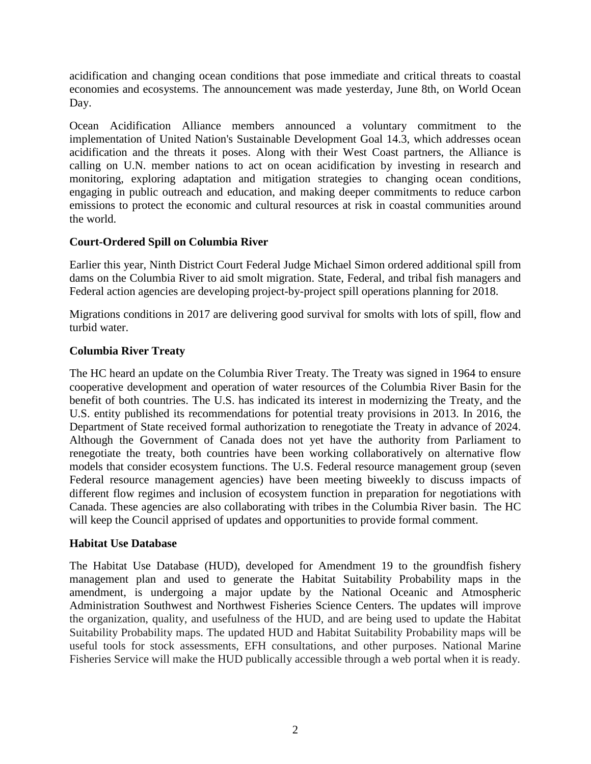acidification and changing ocean conditions that pose immediate and critical threats to coastal economies and ecosystems. The announcement was made yesterday, June 8th, on World Ocean Day.

Ocean Acidification Alliance members announced a voluntary commitment to the implementation of United Nation's Sustainable Development Goal 14.3, which addresses ocean acidification and the threats it poses. Along with their West Coast partners, the Alliance is calling on U.N. member nations to act on ocean acidification by investing in research and monitoring, exploring adaptation and mitigation strategies to changing ocean conditions, engaging in public outreach and education, and making deeper commitments to reduce carbon emissions to protect the economic and cultural resources at risk in coastal communities around the world.

**Court-Ordered Spill on Columbia River**

Earlier this year, Ninth District Court Federal Judge Michael Simon ordered additional spill from dams on the Columbia River to aid smolt migration. State, Federal, and tribal fish managers and Federal action agencies are developing project-by-project spill operations planning for 2018.

Migrations conditions in 2017 are delivering good survival for smolts with lots of spill, flow and turbid water.

**Columbia River Treaty**

The HC heard an update on the Columbia River Treaty. The Treaty was signed in 1964 to ensure cooperative development and operation of water resources of the Columbia River Basin for the benefit of both countries. The U.S. has indicated its interest in modernizing the Treaty, and the U.S. entity published its recommendations for potential treaty provisions in 2013. In 2016, the Department of State received formal authorization to renegotiate the Treaty in advance of 2024. Although the Government of Canada does not yet have the authority from Parliament to renegotiate the treaty, both countries have been working collaboratively on alternative flow models that consider ecosystem functions. The U.S. Federal resource management group (seven Federal resource management agencies) have been meeting biweekly to discuss impacts of different flow regimes and inclusion of ecosystem function in preparation for negotiations with Canada. These agencies are also collaborating with tribes in the Columbia River basin. The HC will keep the Council apprised of updates and opportunities to provide formal comment.

**Habitat Use Database**

The Habitat Use Database (HUD), developed for Amendment 19 to the groundfish fishery management plan and used to generate the Habitat Suitability Probability maps in the amendment, is undergoing a major update by the National Oceanic and Atmospheric Administration Southwest and Northwest Fisheries Science Centers. The updates will improve the organization, quality, and usefulness of the HUD, and are being used to update the Habitat Suitability Probability maps. The updated HUD and Habitat Suitability Probability maps will be useful tools for stock assessments, EFH consultations, and other purposes. National Marine Fisheries Service will make the HUD publically accessible through a web portal when it is ready.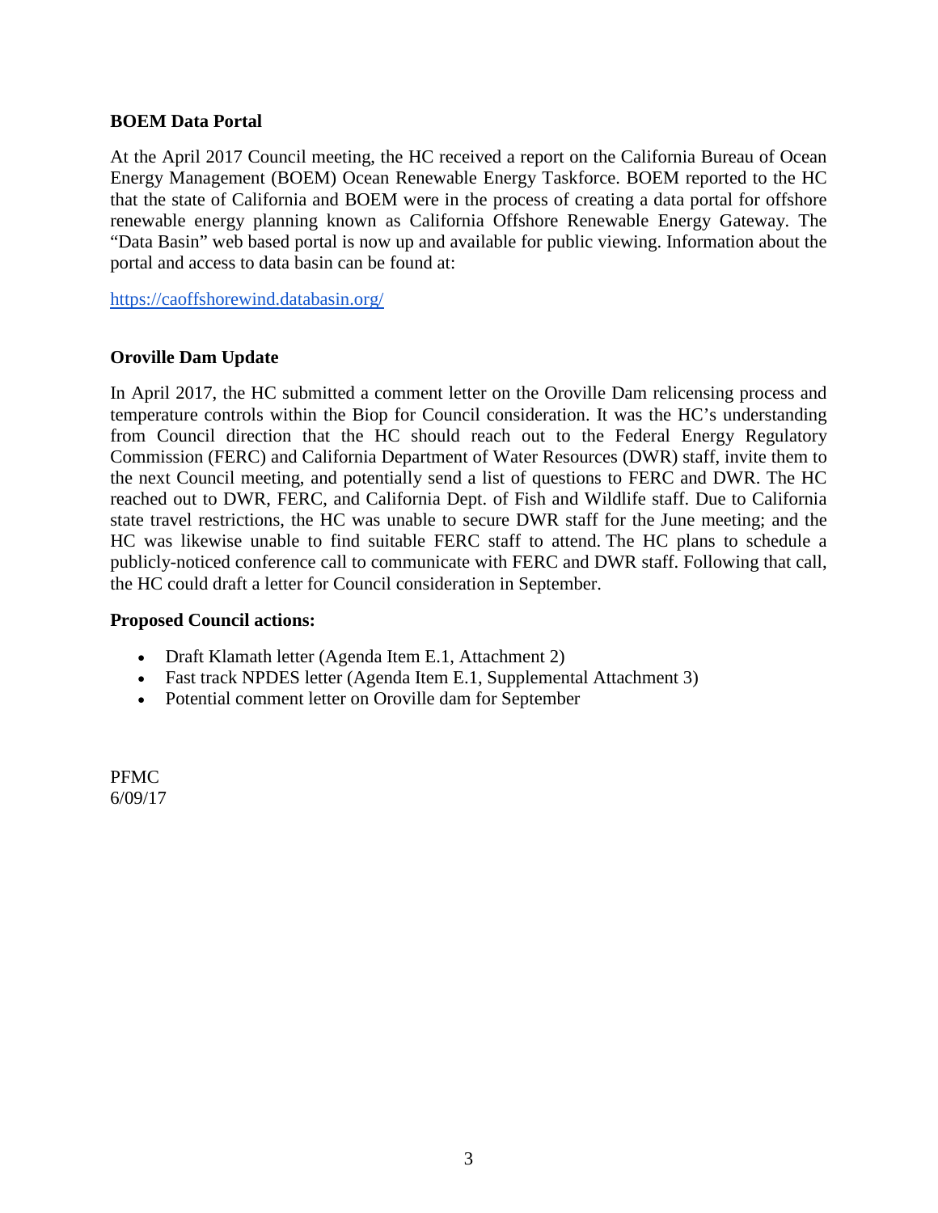**BOEM Data Portal**

At the April 2017 Council meeting, the HC received a report on the California Bureau of Ocean Energy Management (BOEM) Ocean Renewable Energy Taskforce. BOEM reported to the HC that the state of California and BOEM were in the process of creating a data portal for offshore renewable energy planning known as California Offshore Renewable Energy Gateway. The "Data Basin" web based portal is now up and available for public viewing. Information about the portal and access to data basin can be found at:

https://caoffshorewind.databasin.org/

**Oroville Dam Update**

In April 2017, the HC submitted a comment letter on the Oroville Dam relicensing process and temperature controls within the Biop for Council consideration. It was the HC's understanding from Council direction that the HC should reach out to the Federal Energy Regulatory Commission (FERC) and California Department of Water Resources (DWR) staff, invite them to the next Council meeting, and potentially send a list of questions to FERC and DWR. The HC reached out to DWR, FERC, and California Dept. of Fish and Wildlife staff. Due to California state travel restrictions, the HC was unable to secure DWR staff for the June meeting; and the HC was likewise unable to find suitable FERC staff to attend. The HC plans to schedule a publicly-noticed conference call to communicate with FERC and DWR staff. Following that call, the HC could draft a letter for Council consideration in September.

**Proposed Council actions:**

- Draft Klamath letter (Agenda Item E.1, Attachment 2)
- Fast track NPDES letter (Agenda Item E.1, Supplemental Attachment 3)
- Potential comment letter on Oroville dam for September

PFMC
6/09/17